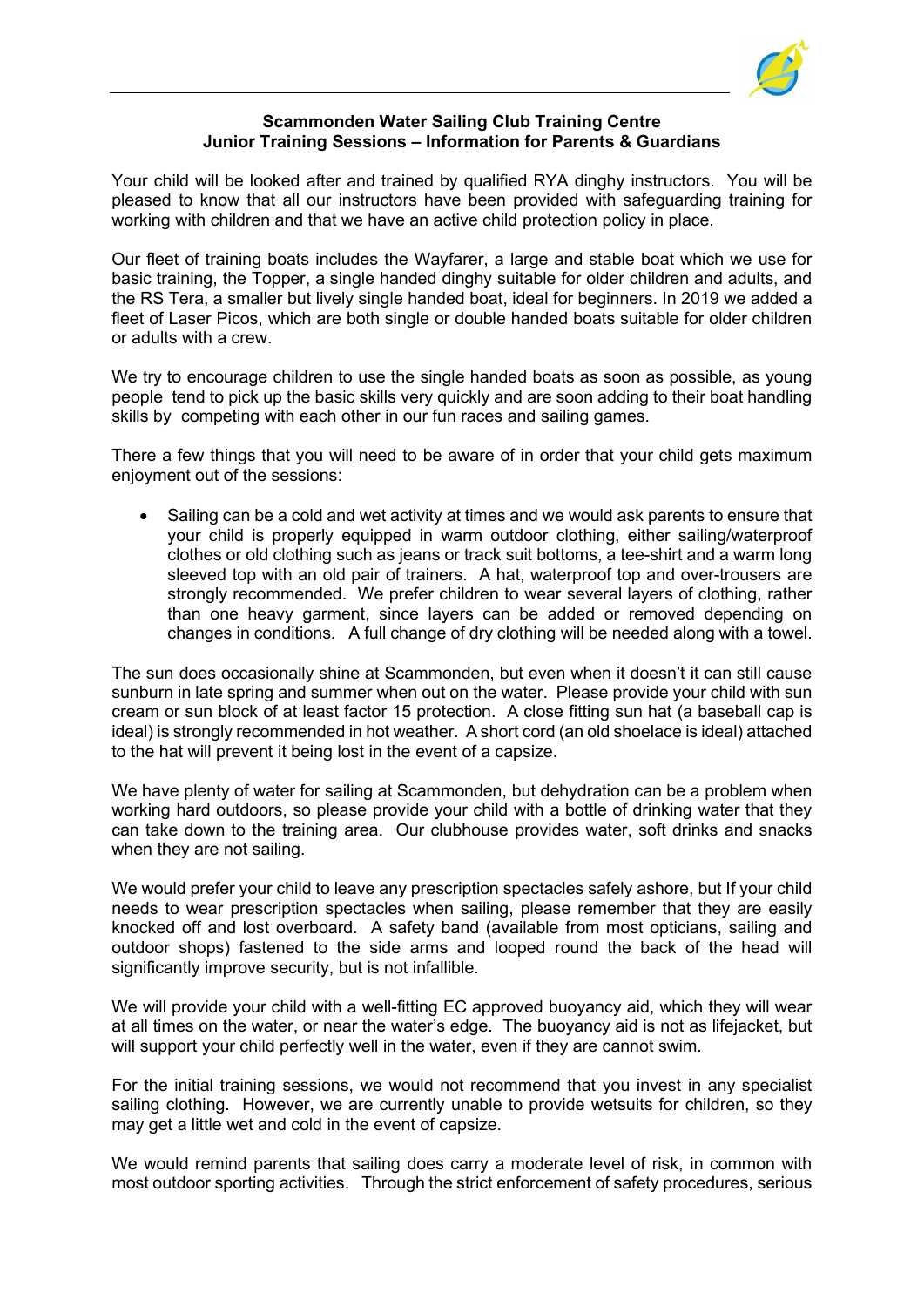**Scammonden Water Sailing Club Training Centre**
**Junior Training Sessions – Information for Parents & Guardians**

Your child will be looked after and trained by qualified RYA dinghy instructors. You will be pleased to know that all our instructors have been provided with safeguarding training for working with children and that we have an active child protection policy in place.

Our fleet of training boats includes the Wayfarer, a large and stable boat which we use for basic training, the Topper, a single handed dinghy suitable for older children and adults, and the RS Tera, a smaller but lively single handed boat, ideal for beginners. In 2019 we added a fleet of Laser Picos, which are both single or double handed boats suitable for older children or adults with a crew.

We try to encourage children to use the single handed boats as soon as possible, as young people tend to pick up the basic skills very quickly and are soon adding to their boat handling skills by competing with each other in our fun races and sailing games.

There a few things that you will need to be aware of in order that your child gets maximum enjoyment out of the sessions:

- Sailing can be a cold and wet activity at times and we would ask parents to ensure that your child is properly equipped in warm outdoor clothing, either sailing/waterproof clothes or old clothing such as jeans or track suit bottoms, a tee-shirt and a warm long sleeved top with an old pair of trainers. A hat, waterproof top and over-trousers are strongly recommended. We prefer children to wear several layers of clothing, rather than one heavy garment, since layers can be added or removed depending on changes in conditions. A full change of dry clothing will be needed along with a towel.

The sun does occasionally shine at Scammonden, but even when it doesn't it can still cause sunburn in late spring and summer when out on the water. Please provide your child with sun cream or sun block of at least factor 15 protection. A close fitting sun hat (a baseball cap is ideal) is strongly recommended in hot weather. A short cord (an old shoelace is ideal) attached to the hat will prevent it being lost in the event of a capsize.

We have plenty of water for sailing at Scammonden, but dehydration can be a problem when working hard outdoors, so please provide your child with a bottle of drinking water that they can take down to the training area. Our clubhouse provides water, soft drinks and snacks when they are not sailing.

We would prefer your child to leave any prescription spectacles safely ashore, but If your child needs to wear prescription spectacles when sailing, please remember that they are easily knocked off and lost overboard. A safety band (available from most opticians, sailing and outdoor shops) fastened to the side arms and looped round the back of the head will significantly improve security, but is not infallible.

We will provide your child with a well-fitting EC approved buoyancy aid, which they will wear at all times on the water, or near the water's edge. The buoyancy aid is not as lifejacket, but will support your child perfectly well in the water, even if they are cannot swim.

For the initial training sessions, we would not recommend that you invest in any specialist sailing clothing. However, we are currently unable to provide wetsuits for children, so they may get a little wet and cold in the event of capsize.

We would remind parents that sailing does carry a moderate level of risk, in common with most outdoor sporting activities. Through the strict enforcement of safety procedures, serious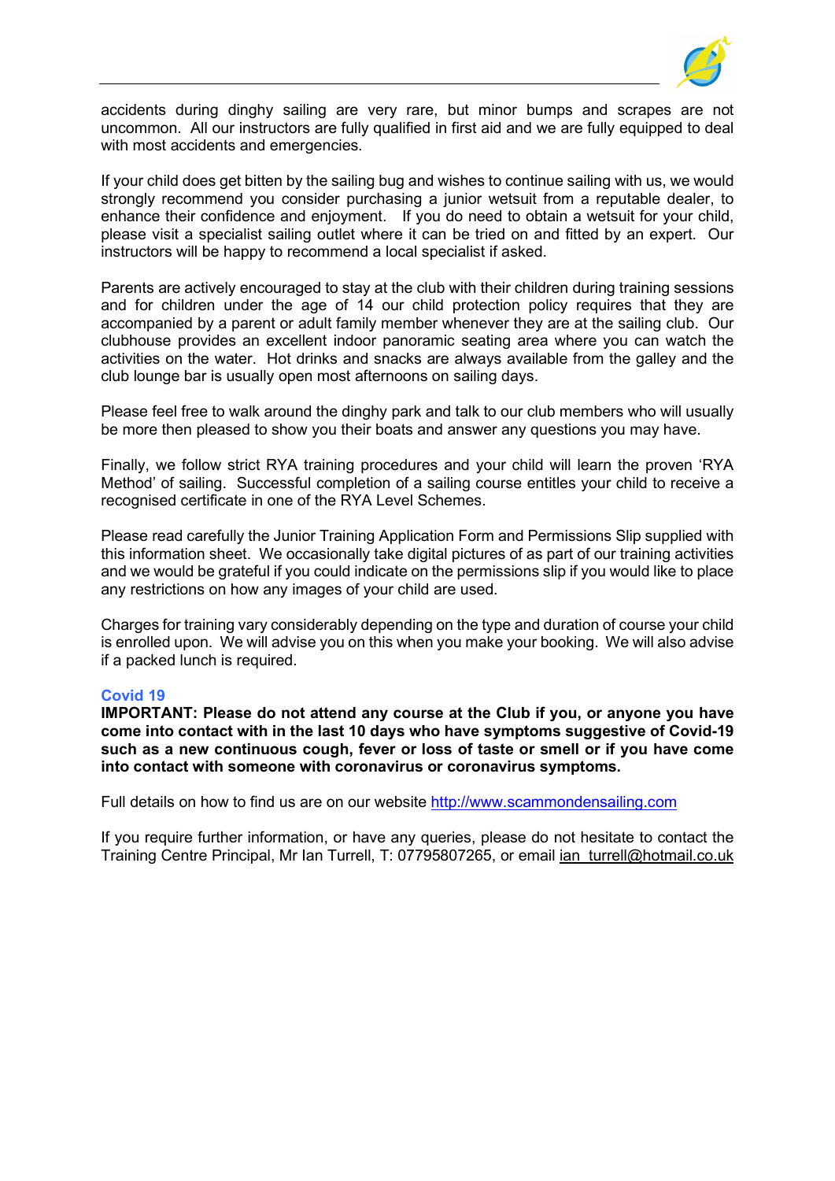accidents during dinghy sailing are very rare, but minor bumps and scrapes are not uncommon. All our instructors are fully qualified in first aid and we are fully equipped to deal with most accidents and emergencies.

If your child does get bitten by the sailing bug and wishes to continue sailing with us, we would strongly recommend you consider purchasing a junior wetsuit from a reputable dealer, to enhance their confidence and enjoyment. If you do need to obtain a wetsuit for your child, please visit a specialist sailing outlet where it can be tried on and fitted by an expert. Our instructors will be happy to recommend a local specialist if asked.

Parents are actively encouraged to stay at the club with their children during training sessions and for children under the age of 14 our child protection policy requires that they are accompanied by a parent or adult family member whenever they are at the sailing club. Our clubhouse provides an excellent indoor panoramic seating area where you can watch the activities on the water. Hot drinks and snacks are always available from the galley and the club lounge bar is usually open most afternoons on sailing days.

Please feel free to walk around the dinghy park and talk to our club members who will usually be more then pleased to show you their boats and answer any questions you may have.

Finally, we follow strict RYA training procedures and your child will learn the proven 'RYA Method' of sailing. Successful completion of a sailing course entitles your child to receive a recognised certificate in one of the RYA Level Schemes.

Please read carefully the Junior Training Application Form and Permissions Slip supplied with this information sheet. We occasionally take digital pictures of as part of our training activities and we would be grateful if you could indicate on the permissions slip if you would like to place any restrictions on how any images of your child are used.

Charges for training vary considerably depending on the type and duration of course your child is enrolled upon. We will advise you on this when you make your booking. We will also advise if a packed lunch is required.

### Covid 19

**IMPORTANT: Please do not attend any course at the Club if you, or anyone you have come into contact with in the last 10 days who have symptoms suggestive of Covid-19 such as a new continuous cough, fever or loss of taste or smell or if you have come into contact with someone with coronavirus or coronavirus symptoms.**

Full details on how to find us are on our website http://www.scammondensailing.com

If you require further information, or have any queries, please do not hesitate to contact the Training Centre Principal, Mr Ian Turrell, T: 07795807265, or email ian_turrell@hotmail.co.uk